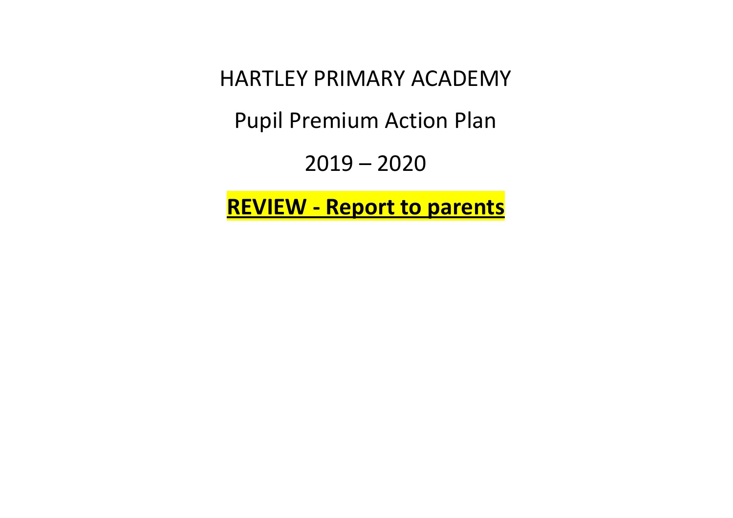# HARTLEY PRIMARY ACADEMY

## Pupil Premium Action Plan

## 2019 – 2020

**REVIEW - Report to parents**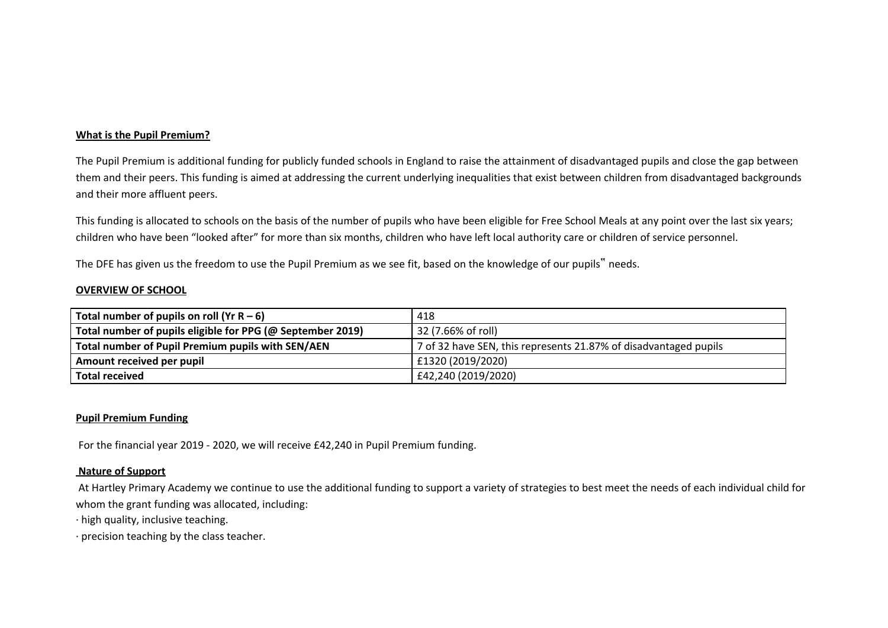**What is the Pupil Premium?**

The Pupil Premium is additional funding for publicly funded schools in England to raise the attainment of disadvantaged pupils and close the gap between them and their peers. This funding is aimed at addressing the current underlying inequalities that exist between children from disadvantaged backgrounds and their more affluent peers.

This funding is allocated to schools on the basis of the number of pupils who have been eligible for Free School Meals at any point over the last six years; children who have been "looked after" for more than six months, children who have left local authority care or children of service personnel.

The DFE has given us the freedom to use the Pupil Premium as we see fit, based on the knowledge of our pupils‟ needs.

**OVERVIEW OF SCHOOL**

| | |
|---|---|
| **Total number of pupils on roll (Yr R – 6)** | 418 |
| **Total number of pupils eligible for PPG (@ September 2019)** | 32 (7.66% of roll) |
| **Total number of Pupil Premium pupils with SEN/AEN** | 7 of 32 have SEN, this represents 21.87% of disadvantaged pupils |
| **Amount received per pupil** | £1320 (2019/2020) |
| **Total received** | £42,240 (2019/2020) |

**Pupil Premium Funding**

For the financial year 2019 - 2020, we will receive £42,240 in Pupil Premium funding.

**Nature of Support**

At Hartley Primary Academy we continue to use the additional funding to support a variety of strategies to best meet the needs of each individual child for whom the grant funding was allocated, including:

· high quality, inclusive teaching.

· precision teaching by the class teacher.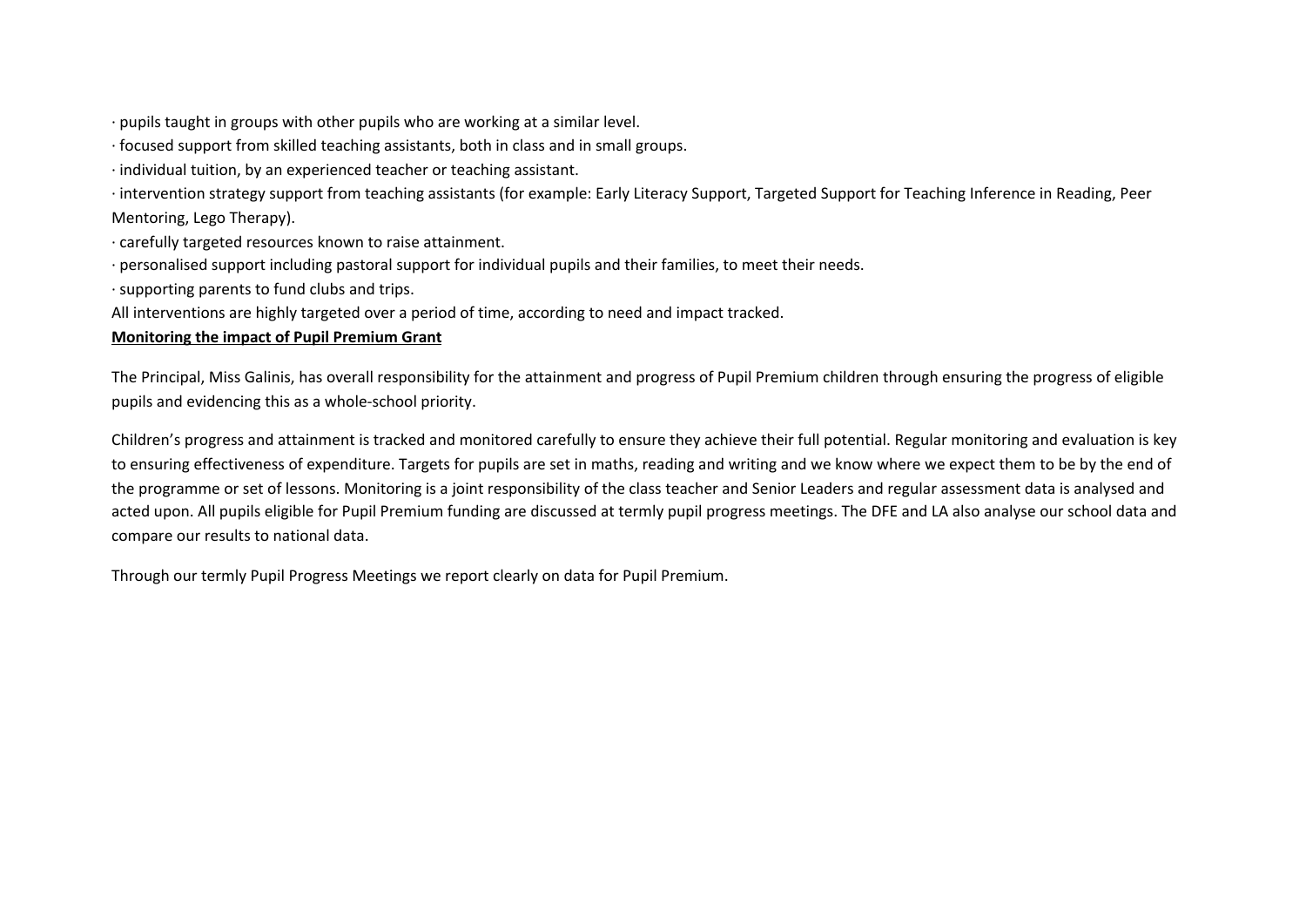· pupils taught in groups with other pupils who are working at a similar level.

· focused support from skilled teaching assistants, both in class and in small groups.

· individual tuition, by an experienced teacher or teaching assistant.

· intervention strategy support from teaching assistants (for example: Early Literacy Support, Targeted Support for Teaching Inference in Reading, Peer Mentoring, Lego Therapy).

· carefully targeted resources known to raise attainment.

· personalised support including pastoral support for individual pupils and their families, to meet their needs.

· supporting parents to fund clubs and trips.

All interventions are highly targeted over a period of time, according to need and impact tracked.

**Monitoring the impact of Pupil Premium Grant**

The Principal, Miss Galinis, has overall responsibility for the attainment and progress of Pupil Premium children through ensuring the progress of eligible pupils and evidencing this as a whole-school priority.

Children's progress and attainment is tracked and monitored carefully to ensure they achieve their full potential. Regular monitoring and evaluation is key to ensuring effectiveness of expenditure. Targets for pupils are set in maths, reading and writing and we know where we expect them to be by the end of the programme or set of lessons. Monitoring is a joint responsibility of the class teacher and Senior Leaders and regular assessment data is analysed and acted upon. All pupils eligible for Pupil Premium funding are discussed at termly pupil progress meetings. The DFE and LA also analyse our school data and compare our results to national data.

Through our termly Pupil Progress Meetings we report clearly on data for Pupil Premium.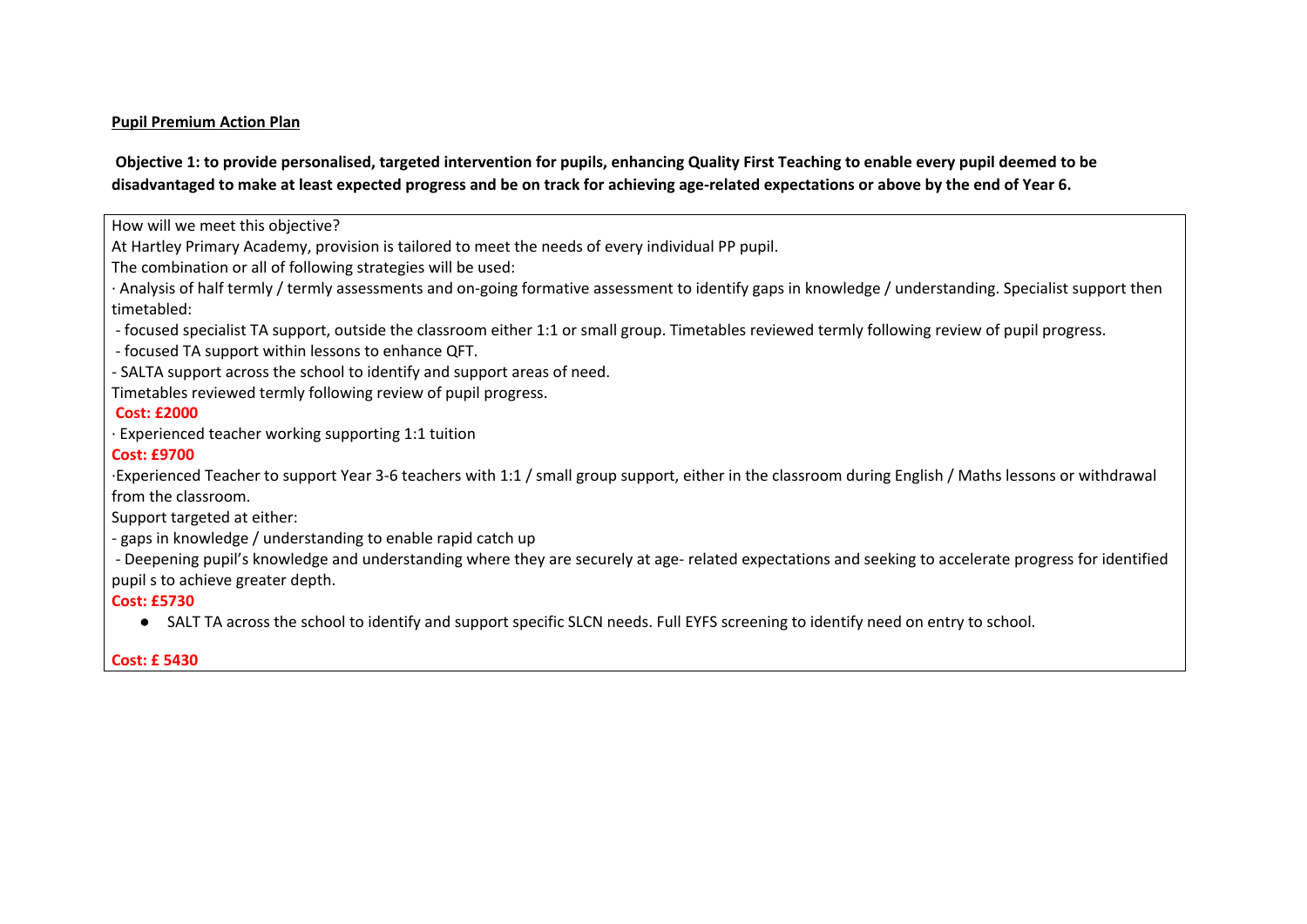**Pupil Premium Action Plan**

**Objective 1: to provide personalised, targeted intervention for pupils, enhancing Quality First Teaching to enable every pupil deemed to be disadvantaged to make at least expected progress and be on track for achieving age-related expectations or above by the end of Year 6.**

How will we meet this objective?

At Hartley Primary Academy, provision is tailored to meet the needs of every individual PP pupil.

The combination or all of following strategies will be used:

· Analysis of half termly / termly assessments and on-going formative assessment to identify gaps in knowledge / understanding. Specialist support then timetabled:

- focused specialist TA support, outside the classroom either 1:1 or small group. Timetables reviewed termly following review of pupil progress.
- focused TA support within lessons to enhance QFT.
- SALTA support across the school to identify and support areas of need.

Timetables reviewed termly following review of pupil progress.

**Cost: £2000**

· Experienced teacher working supporting 1:1 tuition

**Cost: £9700**

·Experienced Teacher to support Year 3-6 teachers with 1:1 / small group support, either in the classroom during English / Maths lessons or withdrawal from the classroom.

Support targeted at either:

- gaps in knowledge / understanding to enable rapid catch up
- Deepening pupil's knowledge and understanding where they are securely at age- related expectations and seeking to accelerate progress for identified pupil s to achieve greater depth.

**Cost: £5730**

- SALT TA across the school to identify and support specific SLCN needs. Full EYFS screening to identify need on entry to school.

**Cost: £ 5430**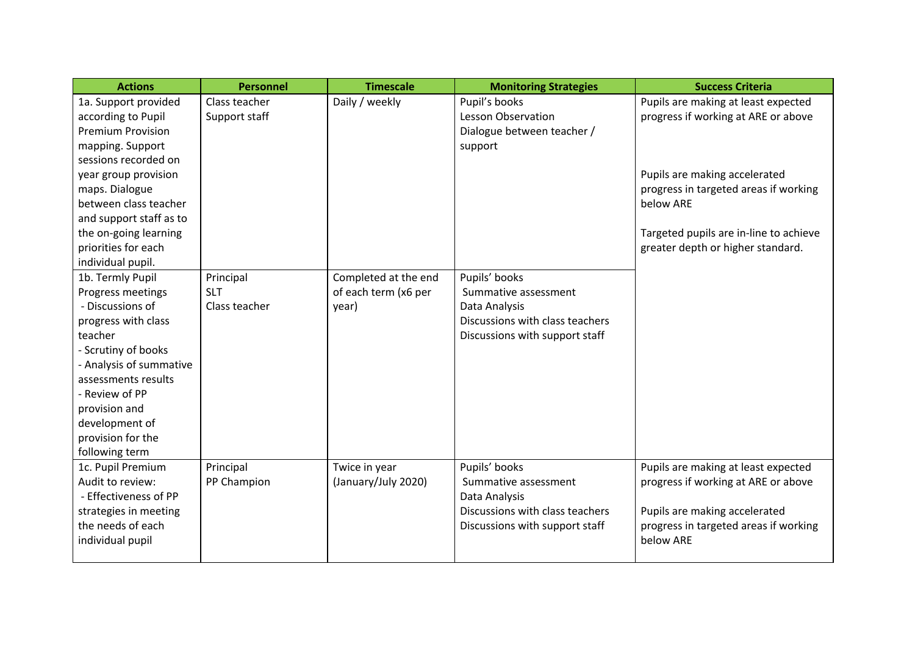| Actions | Personnel | Timescale | Monitoring Strategies | Success Criteria |
|---|---|---|---|---|
| 1a. Support provided according to Pupil Premium Provision mapping. Support sessions recorded on year group provision maps. Dialogue between class teacher and support staff as to the on-going learning priorities for each individual pupil. | Class teacher<br>Support staff | Daily / weekly | Pupil's books<br>Lesson Observation<br>Dialogue between teacher / support | Pupils are making at least expected progress if working at ARE or above<br><br>Pupils are making accelerated progress in targeted areas if working below ARE<br><br>Targeted pupils are in-line to achieve greater depth or higher standard. |
| 1b. Termly Pupil Progress meetings<br>- Discussions of progress with class teacher<br>- Scrutiny of books<br>- Analysis of summative assessments results<br>- Review of PP provision and development of provision for the following term | Principal<br>SLT<br>Class teacher | Completed at the end of each term (x6 per year) | Pupils' books<br>Summative assessment<br>Data Analysis<br>Discussions with class teachers<br>Discussions with support staff | |
| 1c. Pupil Premium Audit to review:<br>- Effectiveness of PP strategies in meeting the needs of each individual pupil | Principal<br>PP Champion | Twice in year (January/July 2020) | Pupils' books<br>Summative assessment<br>Data Analysis<br>Discussions with class teachers<br>Discussions with support staff | Pupils are making at least expected progress if working at ARE or above<br><br>Pupils are making accelerated progress in targeted areas if working below ARE |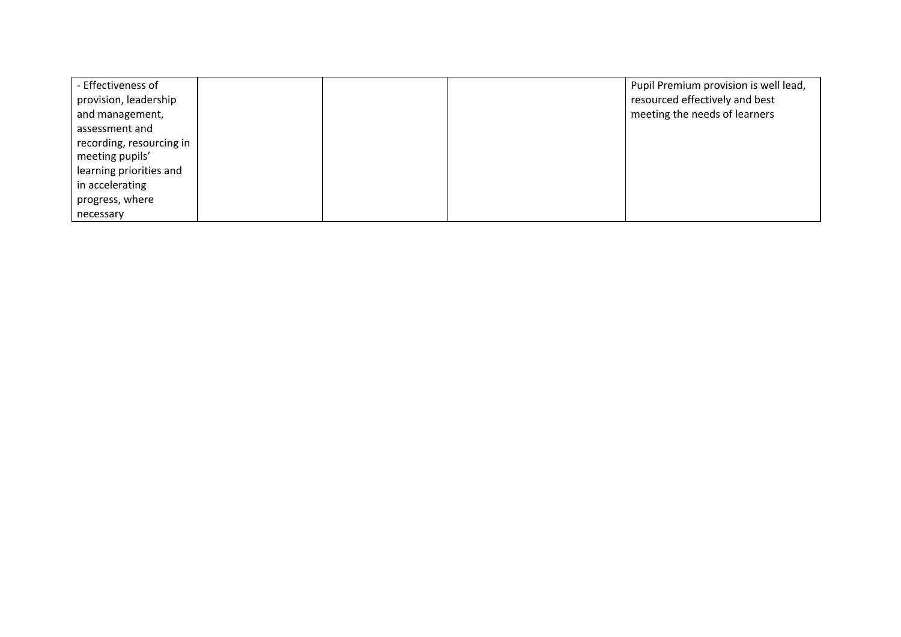| | | | | |
|---|---|---|---|---|
| - Effectiveness of provision, leadership and management, assessment and recording, resourcing in meeting pupils' learning priorities and in accelerating progress, where necessary | | | | Pupil Premium provision is well lead, resourced effectively and best meeting the needs of learners |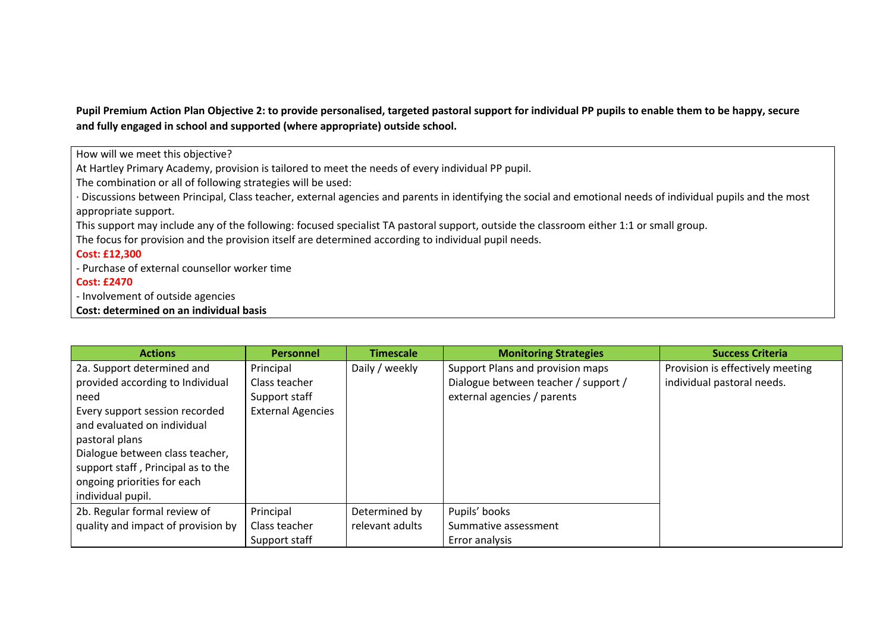**Pupil Premium Action Plan Objective 2: to provide personalised, targeted pastoral support for individual PP pupils to enable them to be happy, secure and fully engaged in school and supported (where appropriate) outside school.**

How will we meet this objective?

At Hartley Primary Academy, provision is tailored to meet the needs of every individual PP pupil.

The combination or all of following strategies will be used:

· Discussions between Principal, Class teacher, external agencies and parents in identifying the social and emotional needs of individual pupils and the most appropriate support.

This support may include any of the following: focused specialist TA pastoral support, outside the classroom either 1:1 or small group.

The focus for provision and the provision itself are determined according to individual pupil needs.

**Cost: £12,300**

- Purchase of external counsellor worker time

**Cost: £2470**

- Involvement of outside agencies

**Cost: determined on an individual basis**

| Actions | Personnel | Timescale | Monitoring Strategies | Success Criteria |
|---|---|---|---|---|
| 2a. Support determined and provided according to Individual need<br>Every support session recorded and evaluated on individual pastoral plans<br>Dialogue between class teacher, support staff , Principal as to the ongoing priorities for each individual pupil. | Principal<br>Class teacher<br>Support staff<br>External Agencies | Daily / weekly | Support Plans and provision maps<br>Dialogue between teacher / support / external agencies / parents | Provision is effectively meeting individual pastoral needs. |
| 2b. Regular formal review of quality and impact of provision by | Principal<br>Class teacher<br>Support staff | Determined by relevant adults | Pupils' books<br>Summative assessment<br>Error analysis | |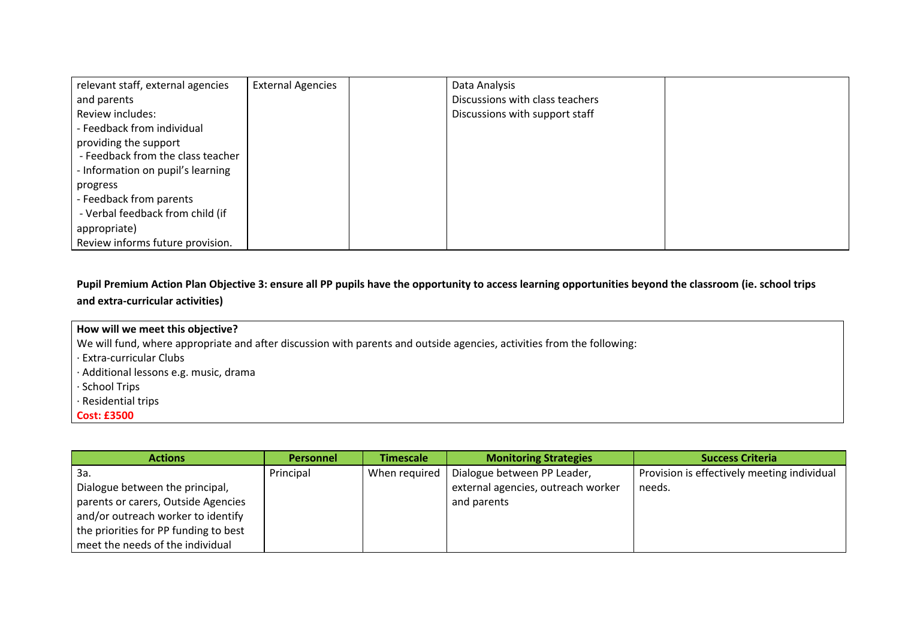| | | | | |
|---|---|---|---|---|
| relevant staff, external agencies and parents<br>Review includes:<br>- Feedback from individual providing the support<br>- Feedback from the class teacher<br>- Information on pupil's learning progress<br>- Feedback from parents<br>- Verbal feedback from child (if appropriate)<br>Review informs future provision. | External Agencies | | Data Analysis<br>Discussions with class teachers<br>Discussions with support staff | |

**Pupil Premium Action Plan Objective 3: ensure all PP pupils have the opportunity to access learning opportunities beyond the classroom (ie. school trips and extra-curricular activities)**

**How will we meet this objective?**

We will fund, where appropriate and after discussion with parents and outside agencies, activities from the following:

· Extra-curricular Clubs

· Additional lessons e.g. music, drama

· School Trips

· Residential trips

**Cost: £3500**

| Actions | Personnel | Timescale | Monitoring Strategies | Success Criteria |
|---|---|---|---|---|
| 3a.<br>Dialogue between the principal, parents or carers, Outside Agencies and/or outreach worker to identify the priorities for PP funding to best meet the needs of the individual | Principal | When required | Dialogue between PP Leader, external agencies, outreach worker and parents | Provision is effectively meeting individual needs. |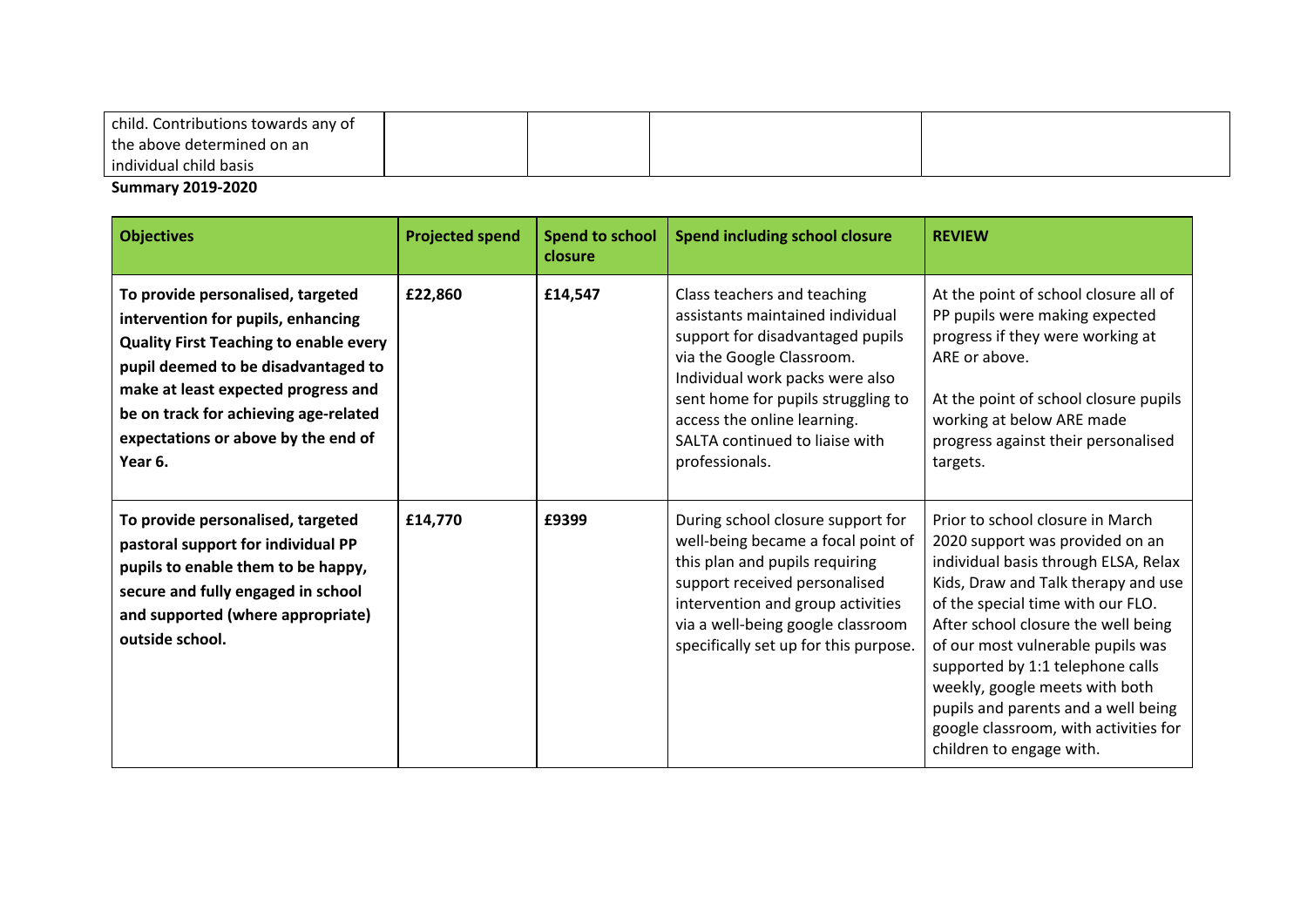| child. Contributions towards any of the above determined on an individual child basis | | | | |
|---|---|---|---|---|

**Summary 2019-2020**

| Objectives | Projected spend | Spend to school closure | Spend including school closure | REVIEW |
|---|---|---|---|---|
| **To provide personalised, targeted intervention for pupils, enhancing Quality First Teaching to enable every pupil deemed to be disadvantaged to make at least expected progress and be on track for achieving age-related expectations or above by the end of Year 6.** | **£22,860** | **£14,547** | Class teachers and teaching assistants maintained individual support for disadvantaged pupils via the Google Classroom. Individual work packs were also sent home for pupils struggling to access the online learning. SALTA continued to liaise with professionals. | At the point of school closure all of PP pupils were making expected progress if they were working at ARE or above.<br><br>At the point of school closure pupils working at below ARE made progress against their personalised targets. |
| **To provide personalised, targeted pastoral support for individual PP pupils to enable them to be happy, secure and fully engaged in school and supported (where appropriate) outside school.** | **£14,770** | **£9399** | During school closure support for well-being became a focal point of this plan and pupils requiring support received personalised intervention and group activities via a well-being google classroom specifically set up for this purpose. | Prior to school closure in March 2020 support was provided on an individual basis through ELSA, Relax Kids, Draw and Talk therapy and use of the special time with our FLO. After school closure the well being of our most vulnerable pupils was supported by 1:1 telephone calls weekly, google meets with both pupils and parents and a well being google classroom, with activities for children to engage with. |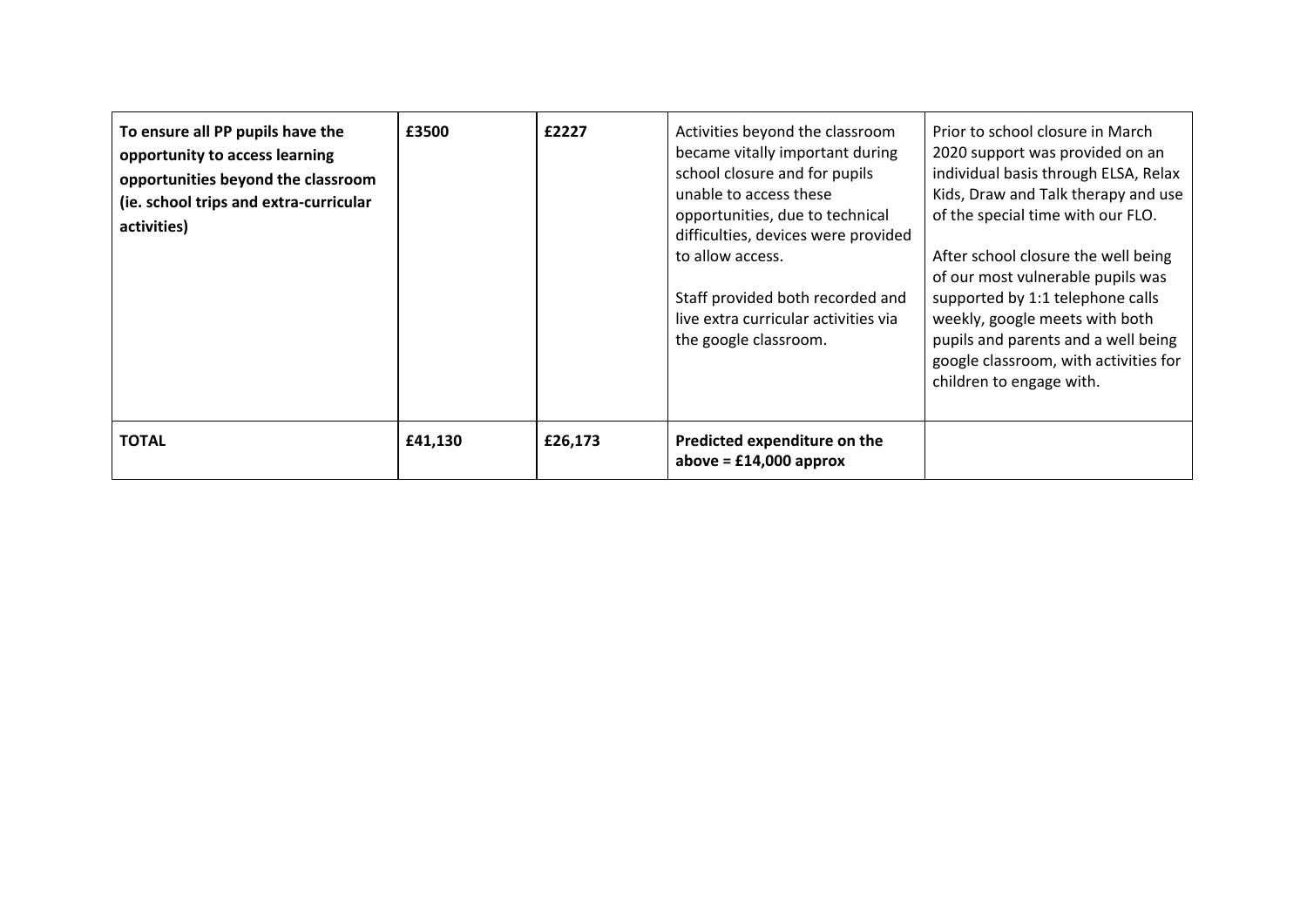| | | | | |
|---|---|---|---|---|
| **To ensure all PP pupils have the opportunity to access learning opportunities beyond the classroom (ie. school trips and extra-curricular activities)** | **£3500** | **£2227** | Activities beyond the classroom became vitally important during school closure and for pupils unable to access these opportunities, due to technical difficulties, devices were provided to allow access.<br><br>Staff provided both recorded and live extra curricular activities via the google classroom. | Prior to school closure in March 2020 support was provided on an individual basis through ELSA, Relax Kids, Draw and Talk therapy and use of the special time with our FLO.<br><br>After school closure the well being of our most vulnerable pupils was supported by 1:1 telephone calls weekly, google meets with both pupils and parents and a well being google classroom, with activities for children to engage with. |
| **TOTAL** | **£41,130** | **£26,173** | **Predicted expenditure on the above = £14,000 approx** | |